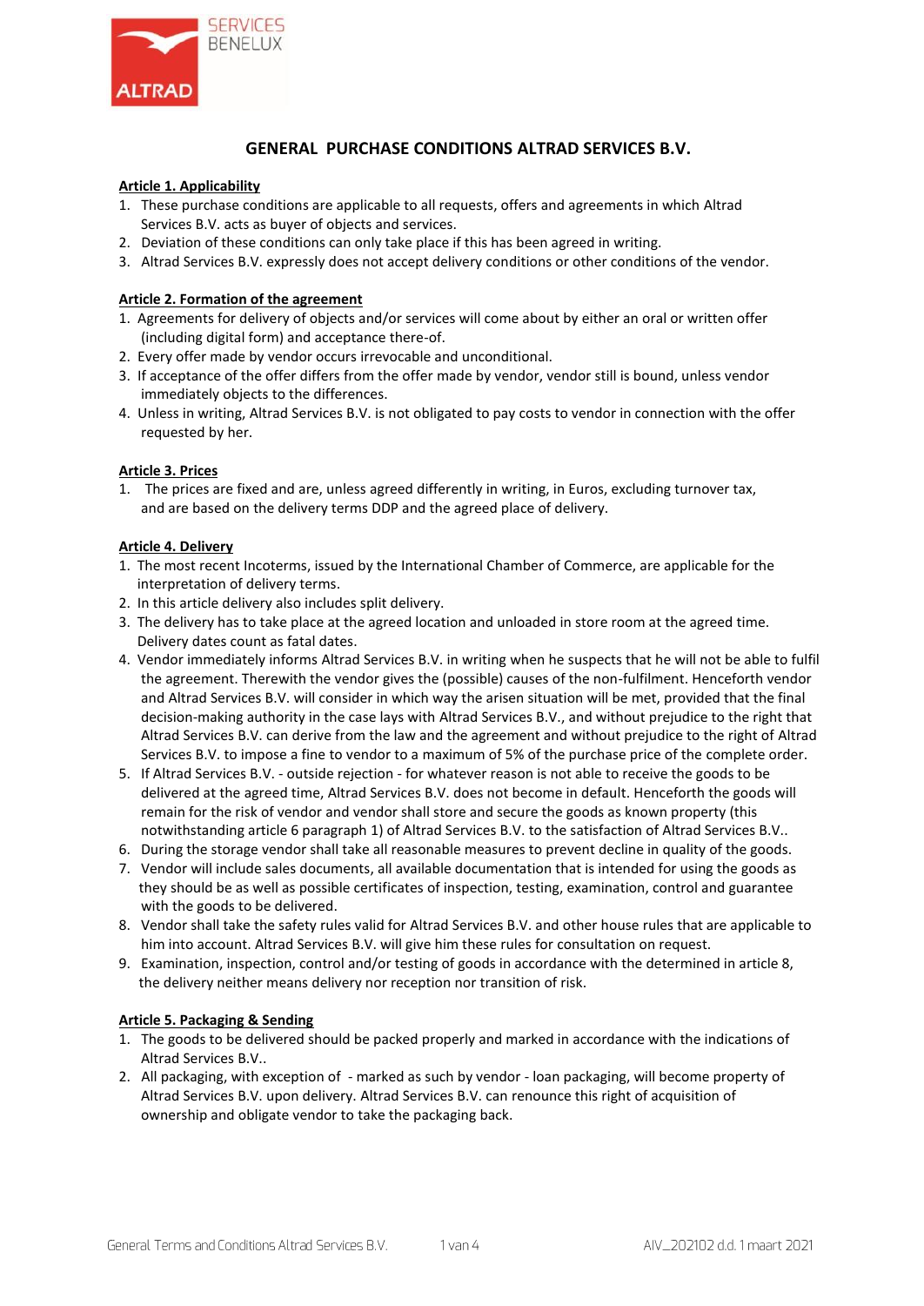# GENERAL PURCHASE CONDITIONS ALTRAD SERVICES B.V.

**Article 1. Applicability**

1. These purchase conditions are applicable to all requests, offers and agreements in which Altrad Services B.V. acts as buyer of objects and services.
2. Deviation of these conditions can only take place if this has been agreed in writing.
3. Altrad Services B.V. expressly does not accept delivery conditions or other conditions of the vendor.

**Article 2. Formation of the agreement**

1. Agreements for delivery of objects and/or services will come about by either an oral or written offer (including digital form) and acceptance there-of.
2. Every offer made by vendor occurs irrevocable and unconditional.
3. If acceptance of the offer differs from the offer made by vendor, vendor still is bound, unless vendor immediately objects to the differences.
4. Unless in writing, Altrad Services B.V. is not obligated to pay costs to vendor in connection with the offer requested by her.

**Article 3. Prices**

1. The prices are fixed and are, unless agreed differently in writing, in Euros, excluding turnover tax, and are based on the delivery terms DDP and the agreed place of delivery.

**Article 4. Delivery**

1. The most recent Incoterms, issued by the International Chamber of Commerce, are applicable for the interpretation of delivery terms.
2. In this article delivery also includes split delivery.
3. The delivery has to take place at the agreed location and unloaded in store room at the agreed time. Delivery dates count as fatal dates.
4. Vendor immediately informs Altrad Services B.V. in writing when he suspects that he will not be able to fulfil the agreement. Therewith the vendor gives the (possible) causes of the non-fulfilment. Henceforth vendor and Altrad Services B.V. will consider in which way the arisen situation will be met, provided that the final decision-making authority in the case lays with Altrad Services B.V., and without prejudice to the right that Altrad Services B.V. can derive from the law and the agreement and without prejudice to the right of Altrad Services B.V. to impose a fine to vendor to a maximum of 5% of the purchase price of the complete order.
5. If Altrad Services B.V. - outside rejection - for whatever reason is not able to receive the goods to be delivered at the agreed time, Altrad Services B.V. does not become in default. Henceforth the goods will remain for the risk of vendor and vendor shall store and secure the goods as known property (this notwithstanding article 6 paragraph 1) of Altrad Services B.V. to the satisfaction of Altrad Services B.V..
6. During the storage vendor shall take all reasonable measures to prevent decline in quality of the goods.
7. Vendor will include sales documents, all available documentation that is intended for using the goods as they should be as well as possible certificates of inspection, testing, examination, control and guarantee with the goods to be delivered.
8. Vendor shall take the safety rules valid for Altrad Services B.V. and other house rules that are applicable to him into account. Altrad Services B.V. will give him these rules for consultation on request.
9. Examination, inspection, control and/or testing of goods in accordance with the determined in article 8, the delivery neither means delivery nor reception nor transition of risk.

**Article 5. Packaging & Sending**

1. The goods to be delivered should be packed properly and marked in accordance with the indications of Altrad Services B.V..
2. All packaging, with exception of - marked as such by vendor - loan packaging, will become property of Altrad Services B.V. upon delivery. Altrad Services B.V. can renounce this right of acquisition of ownership and obligate vendor to take the packaging back.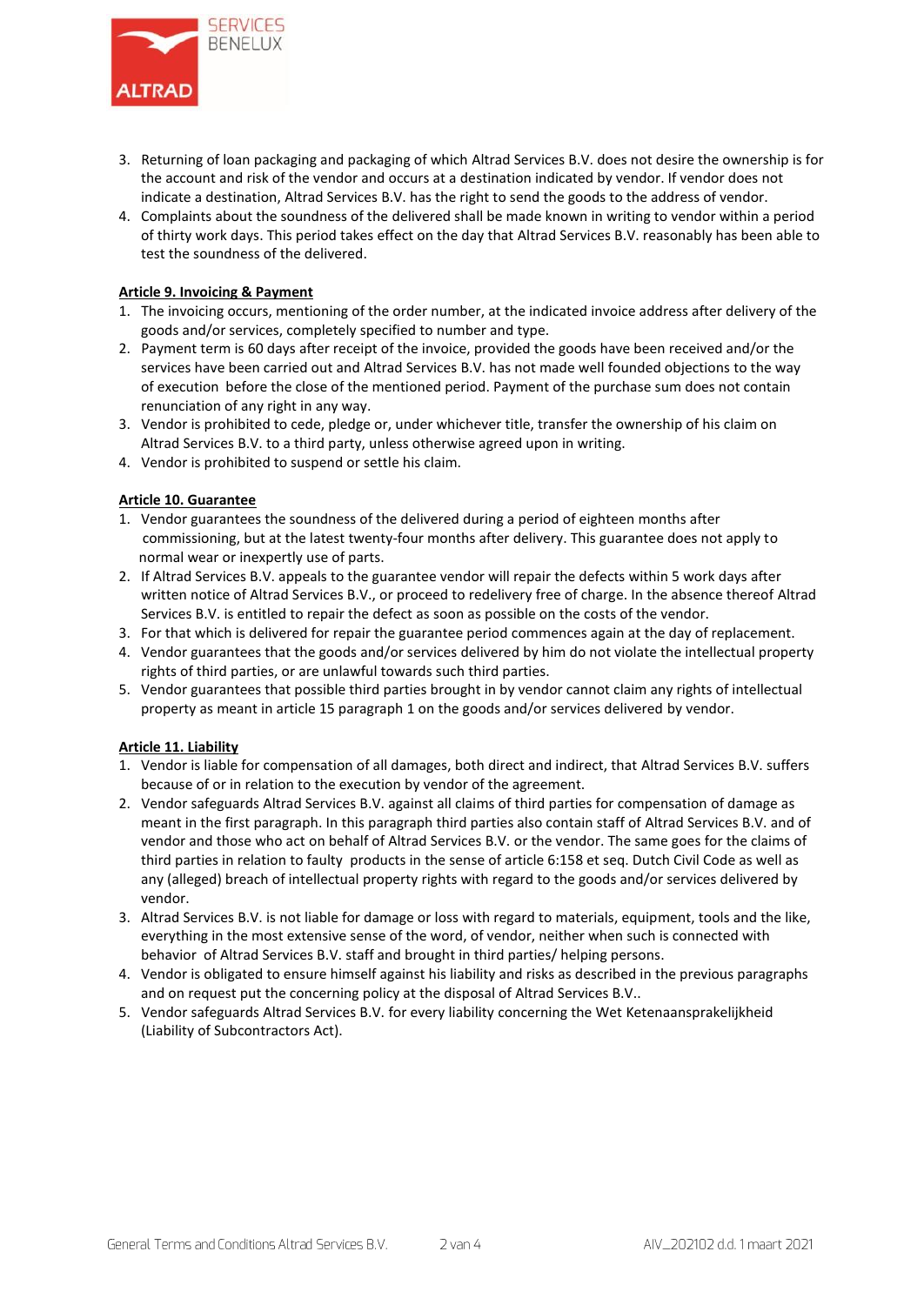3. Returning of loan packaging and packaging of which Altrad Services B.V. does not desire the ownership is for the account and risk of the vendor and occurs at a destination indicated by vendor. If vendor does not indicate a destination, Altrad Services B.V. has the right to send the goods to the address of vendor.
4. Complaints about the soundness of the delivered shall be made known in writing to vendor within a period of thirty work days. This period takes effect on the day that Altrad Services B.V. reasonably has been able to test the soundness of the delivered.

**Article 9. Invoicing & Payment**

1. The invoicing occurs, mentioning of the order number, at the indicated invoice address after delivery of the goods and/or services, completely specified to number and type.
2. Payment term is 60 days after receipt of the invoice, provided the goods have been received and/or the services have been carried out and Altrad Services B.V. has not made well founded objections to the way of execution before the close of the mentioned period. Payment of the purchase sum does not contain renunciation of any right in any way.
3. Vendor is prohibited to cede, pledge or, under whichever title, transfer the ownership of his claim on Altrad Services B.V. to a third party, unless otherwise agreed upon in writing.
4. Vendor is prohibited to suspend or settle his claim.

**Article 10. Guarantee**

1. Vendor guarantees the soundness of the delivered during a period of eighteen months after commissioning, but at the latest twenty-four months after delivery. This guarantee does not apply to normal wear or inexpertly use of parts.
2. If Altrad Services B.V. appeals to the guarantee vendor will repair the defects within 5 work days after written notice of Altrad Services B.V., or proceed to redelivery free of charge. In the absence thereof Altrad Services B.V. is entitled to repair the defect as soon as possible on the costs of the vendor.
3. For that which is delivered for repair the guarantee period commences again at the day of replacement.
4. Vendor guarantees that the goods and/or services delivered by him do not violate the intellectual property rights of third parties, or are unlawful towards such third parties.
5. Vendor guarantees that possible third parties brought in by vendor cannot claim any rights of intellectual property as meant in article 15 paragraph 1 on the goods and/or services delivered by vendor.

**Article 11. Liability**

1. Vendor is liable for compensation of all damages, both direct and indirect, that Altrad Services B.V. suffers because of or in relation to the execution by vendor of the agreement.
2. Vendor safeguards Altrad Services B.V. against all claims of third parties for compensation of damage as meant in the first paragraph. In this paragraph third parties also contain staff of Altrad Services B.V. and of vendor and those who act on behalf of Altrad Services B.V. or the vendor. The same goes for the claims of third parties in relation to faulty products in the sense of article 6:158 et seq. Dutch Civil Code as well as any (alleged) breach of intellectual property rights with regard to the goods and/or services delivered by vendor.
3. Altrad Services B.V. is not liable for damage or loss with regard to materials, equipment, tools and the like, everything in the most extensive sense of the word, of vendor, neither when such is connected with behavior of Altrad Services B.V. staff and brought in third parties/ helping persons.
4. Vendor is obligated to ensure himself against his liability and risks as described in the previous paragraphs and on request put the concerning policy at the disposal of Altrad Services B.V..
5. Vendor safeguards Altrad Services B.V. for every liability concerning the Wet Ketenaansprakelijkheid (Liability of Subcontractors Act).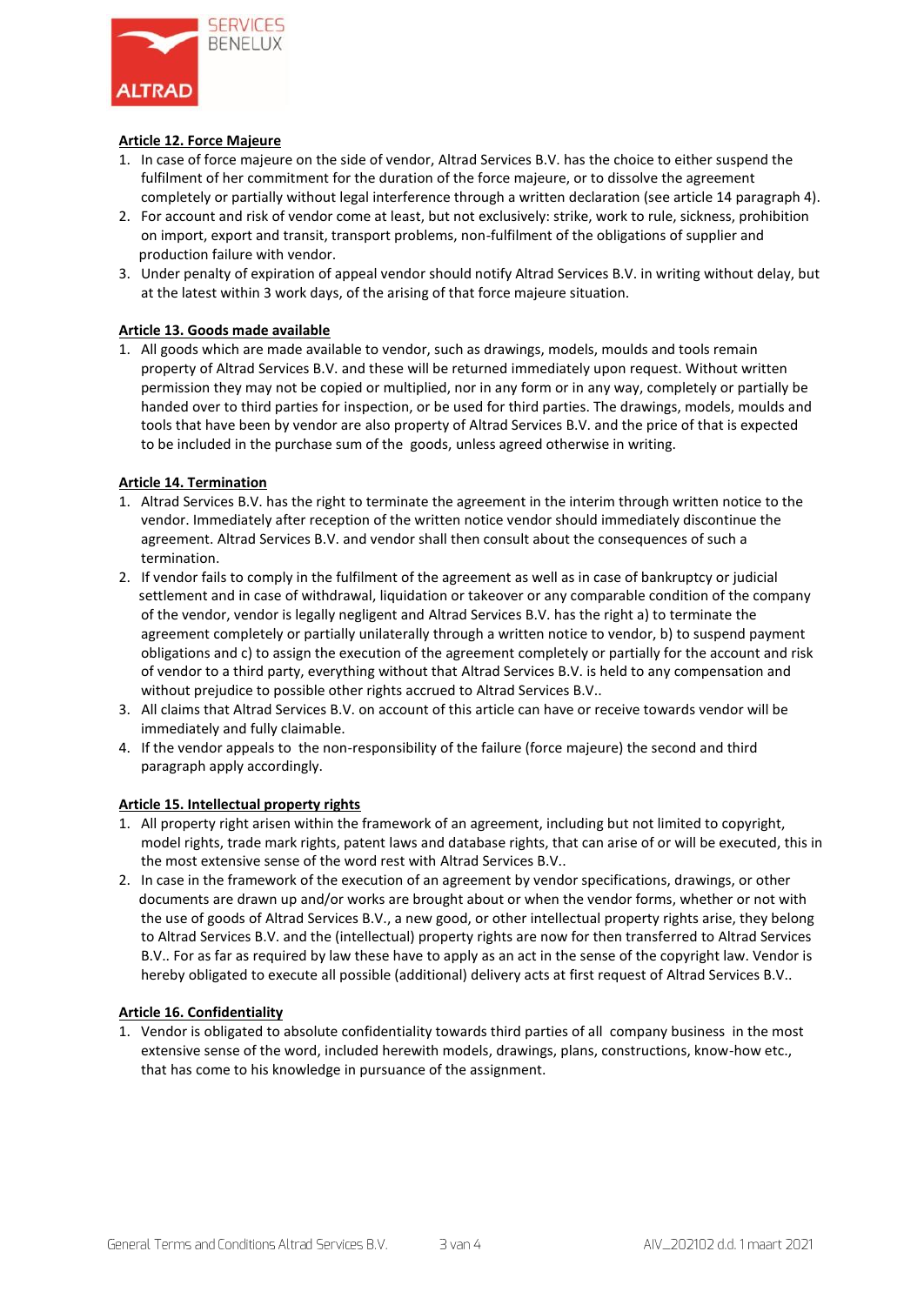**Article 12. Force Majeure**

1. In case of force majeure on the side of vendor, Altrad Services B.V. has the choice to either suspend the fulfilment of her commitment for the duration of the force majeure, or to dissolve the agreement completely or partially without legal interference through a written declaration (see article 14 paragraph 4).
2. For account and risk of vendor come at least, but not exclusively: strike, work to rule, sickness, prohibition on import, export and transit, transport problems, non-fulfilment of the obligations of supplier and production failure with vendor.
3. Under penalty of expiration of appeal vendor should notify Altrad Services B.V. in writing without delay, but at the latest within 3 work days, of the arising of that force majeure situation.

**Article 13. Goods made available**

1. All goods which are made available to vendor, such as drawings, models, moulds and tools remain property of Altrad Services B.V. and these will be returned immediately upon request. Without written permission they may not be copied or multiplied, nor in any form or in any way, completely or partially be handed over to third parties for inspection, or be used for third parties. The drawings, models, moulds and tools that have been by vendor are also property of Altrad Services B.V. and the price of that is expected to be included in the purchase sum of the goods, unless agreed otherwise in writing.

**Article 14. Termination**

1. Altrad Services B.V. has the right to terminate the agreement in the interim through written notice to the vendor. Immediately after reception of the written notice vendor should immediately discontinue the agreement. Altrad Services B.V. and vendor shall then consult about the consequences of such a termination.
2. If vendor fails to comply in the fulfilment of the agreement as well as in case of bankruptcy or judicial settlement and in case of withdrawal, liquidation or takeover or any comparable condition of the company of the vendor, vendor is legally negligent and Altrad Services B.V. has the right a) to terminate the agreement completely or partially unilaterally through a written notice to vendor, b) to suspend payment obligations and c) to assign the execution of the agreement completely or partially for the account and risk of vendor to a third party, everything without that Altrad Services B.V. is held to any compensation and without prejudice to possible other rights accrued to Altrad Services B.V..
3. All claims that Altrad Services B.V. on account of this article can have or receive towards vendor will be immediately and fully claimable.
4. If the vendor appeals to the non-responsibility of the failure (force majeure) the second and third paragraph apply accordingly.

**Article 15. Intellectual property rights**

1. All property right arisen within the framework of an agreement, including but not limited to copyright, model rights, trade mark rights, patent laws and database rights, that can arise of or will be executed, this in the most extensive sense of the word rest with Altrad Services B.V..
2. In case in the framework of the execution of an agreement by vendor specifications, drawings, or other documents are drawn up and/or works are brought about or when the vendor forms, whether or not with the use of goods of Altrad Services B.V., a new good, or other intellectual property rights arise, they belong to Altrad Services B.V. and the (intellectual) property rights are now for then transferred to Altrad Services B.V.. For as far as required by law these have to apply as an act in the sense of the copyright law. Vendor is hereby obligated to execute all possible (additional) delivery acts at first request of Altrad Services B.V..

**Article 16. Confidentiality**

1. Vendor is obligated to absolute confidentiality towards third parties of all company business in the most extensive sense of the word, included herewith models, drawings, plans, constructions, know-how etc., that has come to his knowledge in pursuance of the assignment.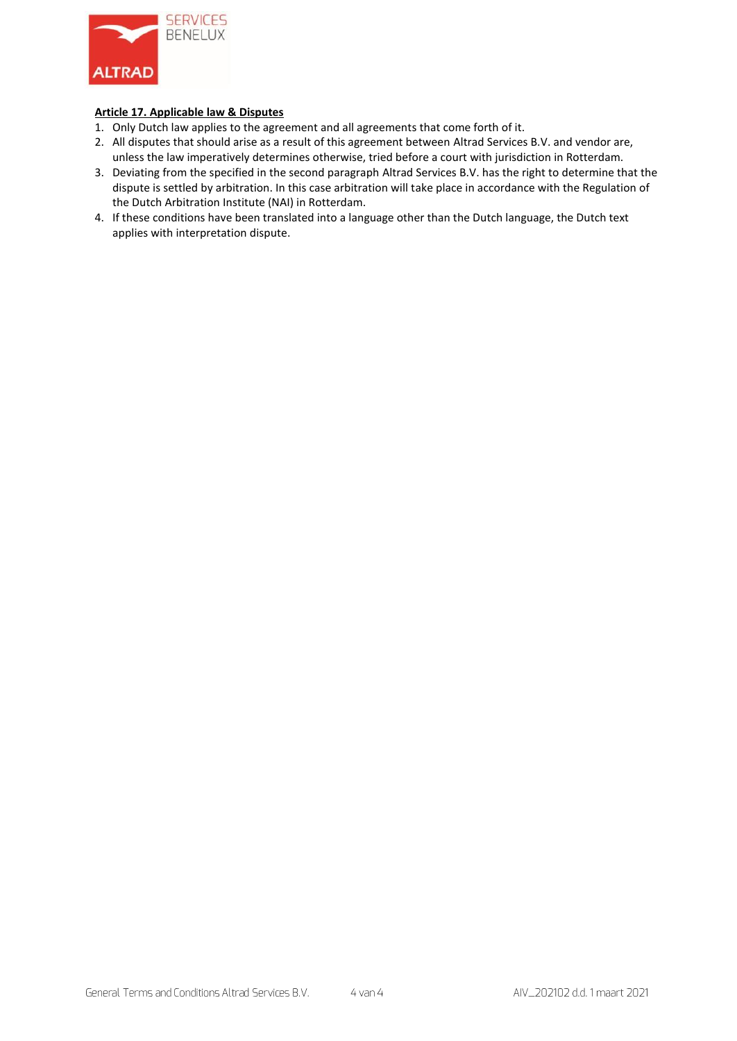**Article 17. Applicable law & Disputes**

1. Only Dutch law applies to the agreement and all agreements that come forth of it.
2. All disputes that should arise as a result of this agreement between Altrad Services B.V. and vendor are, unless the law imperatively determines otherwise, tried before a court with jurisdiction in Rotterdam.
3. Deviating from the specified in the second paragraph Altrad Services B.V. has the right to determine that the dispute is settled by arbitration. In this case arbitration will take place in accordance with the Regulation of the Dutch Arbitration Institute (NAI) in Rotterdam.
4. If these conditions have been translated into a language other than the Dutch language, the Dutch text applies with interpretation dispute.